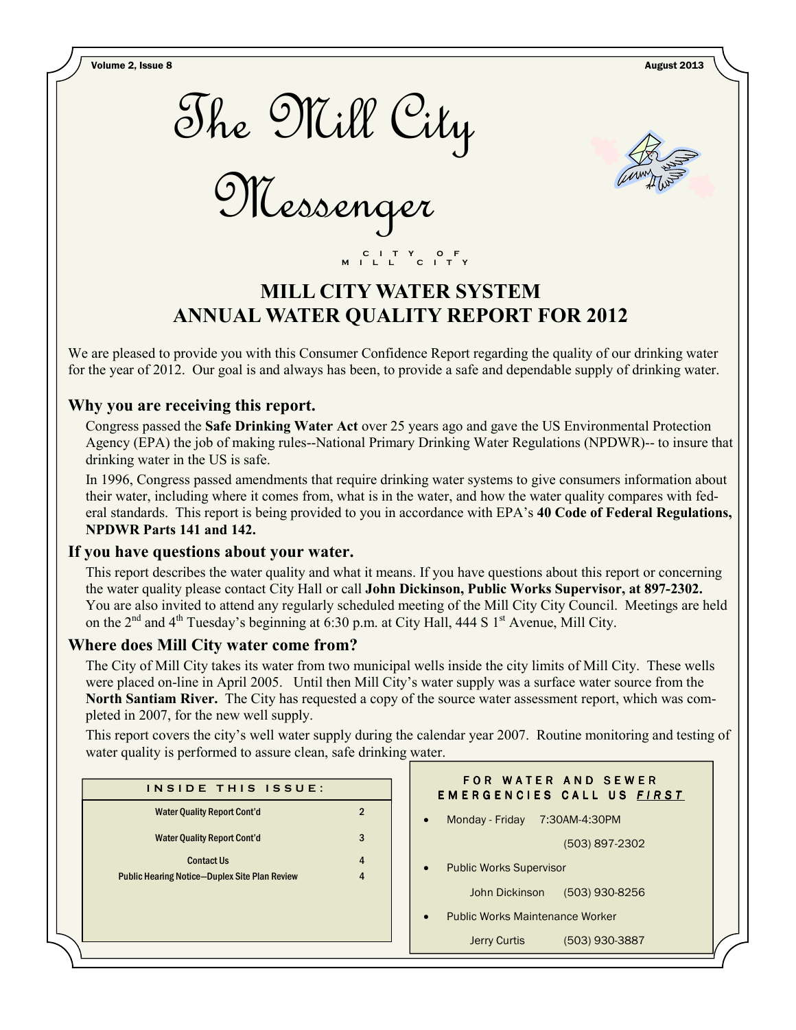# The Mill City Messenger

CITY OF MILL CITY

## MILL CITY WATER SYSTEM
## ANNUAL WATER QUALITY REPORT FOR 2012

We are pleased to provide you with this Consumer Confidence Report regarding the quality of our drinking water for the year of 2012. Our goal is and always has been, to provide a safe and dependable supply of drinking water.

### Why you are receiving this report.

Congress passed the **Safe Drinking Water Act** over 25 years ago and gave the US Environmental Protection Agency (EPA) the job of making rules--National Primary Drinking Water Regulations (NPDWR)-- to insure that drinking water in the US is safe.

In 1996, Congress passed amendments that require drinking water systems to give consumers information about their water, including where it comes from, what is in the water, and how the water quality compares with federal standards. This report is being provided to you in accordance with EPA's **40 Code of Federal Regulations, NPDWR Parts 141 and 142.**

### If you have questions about your water.

This report describes the water quality and what it means. If you have questions about this report or concerning the water quality please contact City Hall or call **John Dickinson, Public Works Supervisor, at 897-2302.** You are also invited to attend any regularly scheduled meeting of the Mill City City Council. Meetings are held on the 2nd and 4th Tuesday's beginning at 6:30 p.m. at City Hall, 444 S 1st Avenue, Mill City.

### Where does Mill City water come from?

The City of Mill City takes its water from two municipal wells inside the city limits of Mill City. These wells were placed on-line in April 2005. Until then Mill City's water supply was a surface water source from the **North Santiam River.** The City has requested a copy of the source water assessment report, which was completed in 2007, for the new well supply.

This report covers the city's well water supply during the calendar year 2007. Routine monitoring and testing of water quality is performed to assure clean, safe drinking water.

| INSIDE THIS ISSUE: | |
|---|---|
| Water Quality Report Cont'd | 2 |
| Water Quality Report Cont'd | 3 |
| Contact Us | 4 |
| Public Hearing Notice—Duplex Site Plan Review | 4 |

**FOR WATER AND SEWER EMERGENCIES CALL US *FIRST***

- Monday - Friday 7:30AM-4:30PM
  (503) 897-2302
- Public Works Supervisor
  John Dickinson (503) 930-8256
- Public Works Maintenance Worker
  Jerry Curtis (503) 930-3887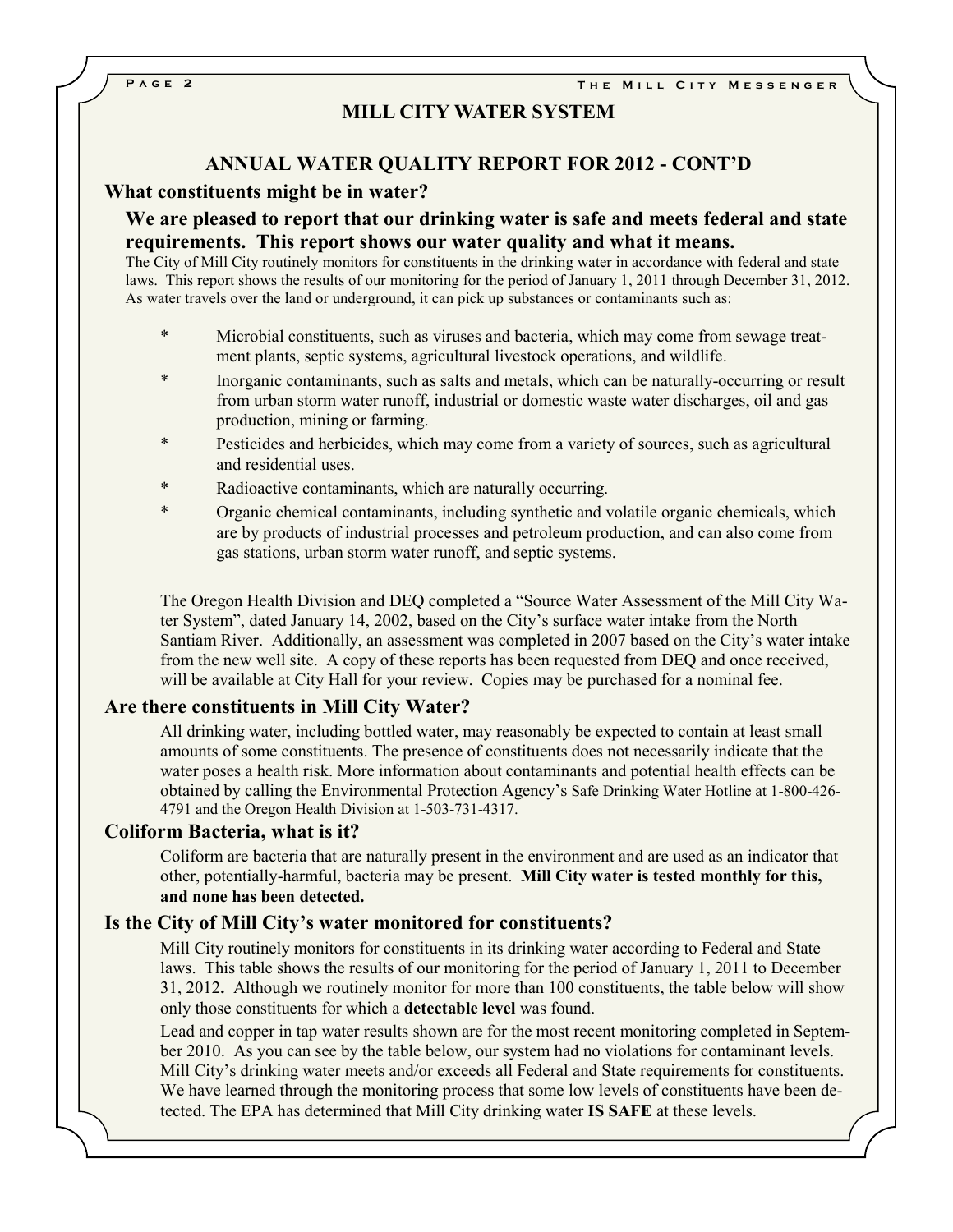# MILL CITY WATER SYSTEM

## ANNUAL WATER QUALITY REPORT FOR 2012 - CONT'D

### What constituents might be in water?

**We are pleased to report that our drinking water is safe and meets federal and state requirements. This report shows our water quality and what it means.**

The City of Mill City routinely monitors for constituents in the drinking water in accordance with federal and state laws. This report shows the results of our monitoring for the period of January 1, 2011 through December 31, 2012. As water travels over the land or underground, it can pick up substances or contaminants such as:

* Microbial constituents, such as viruses and bacteria, which may come from sewage treatment plants, septic systems, agricultural livestock operations, and wildlife.
* Inorganic contaminants, such as salts and metals, which can be naturally-occurring or result from urban storm water runoff, industrial or domestic waste water discharges, oil and gas production, mining or farming.
* Pesticides and herbicides, which may come from a variety of sources, such as agricultural and residential uses.
* Radioactive contaminants, which are naturally occurring.
* Organic chemical contaminants, including synthetic and volatile organic chemicals, which are by products of industrial processes and petroleum production, and can also come from gas stations, urban storm water runoff, and septic systems.

The Oregon Health Division and DEQ completed a "Source Water Assessment of the Mill City Water System", dated January 14, 2002, based on the City's surface water intake from the North Santiam River. Additionally, an assessment was completed in 2007 based on the City's water intake from the new well site. A copy of these reports has been requested from DEQ and once received, will be available at City Hall for your review. Copies may be purchased for a nominal fee.

### Are there constituents in Mill City Water?

All drinking water, including bottled water, may reasonably be expected to contain at least small amounts of some constituents. The presence of constituents does not necessarily indicate that the water poses a health risk. More information about contaminants and potential health effects can be obtained by calling the Environmental Protection Agency's Safe Drinking Water Hotline at 1-800-426-4791 and the Oregon Health Division at 1-503-731-4317.

### Coliform Bacteria, what is it?

Coliform are bacteria that are naturally present in the environment and are used as an indicator that other, potentially-harmful, bacteria may be present. **Mill City water is tested monthly for this, and none has been detected.**

### Is the City of Mill City's water monitored for constituents?

Mill City routinely monitors for constituents in its drinking water according to Federal and State laws. This table shows the results of our monitoring for the period of January 1, 2011 to December 31, 2012**.** Although we routinely monitor for more than 100 constituents, the table below will show only those constituents for which a **detectable level** was found.

Lead and copper in tap water results shown are for the most recent monitoring completed in September 2010. As you can see by the table below, our system had no violations for contaminant levels. Mill City's drinking water meets and/or exceeds all Federal and State requirements for constituents. We have learned through the monitoring process that some low levels of constituents have been detected. The EPA has determined that Mill City drinking water **IS SAFE** at these levels.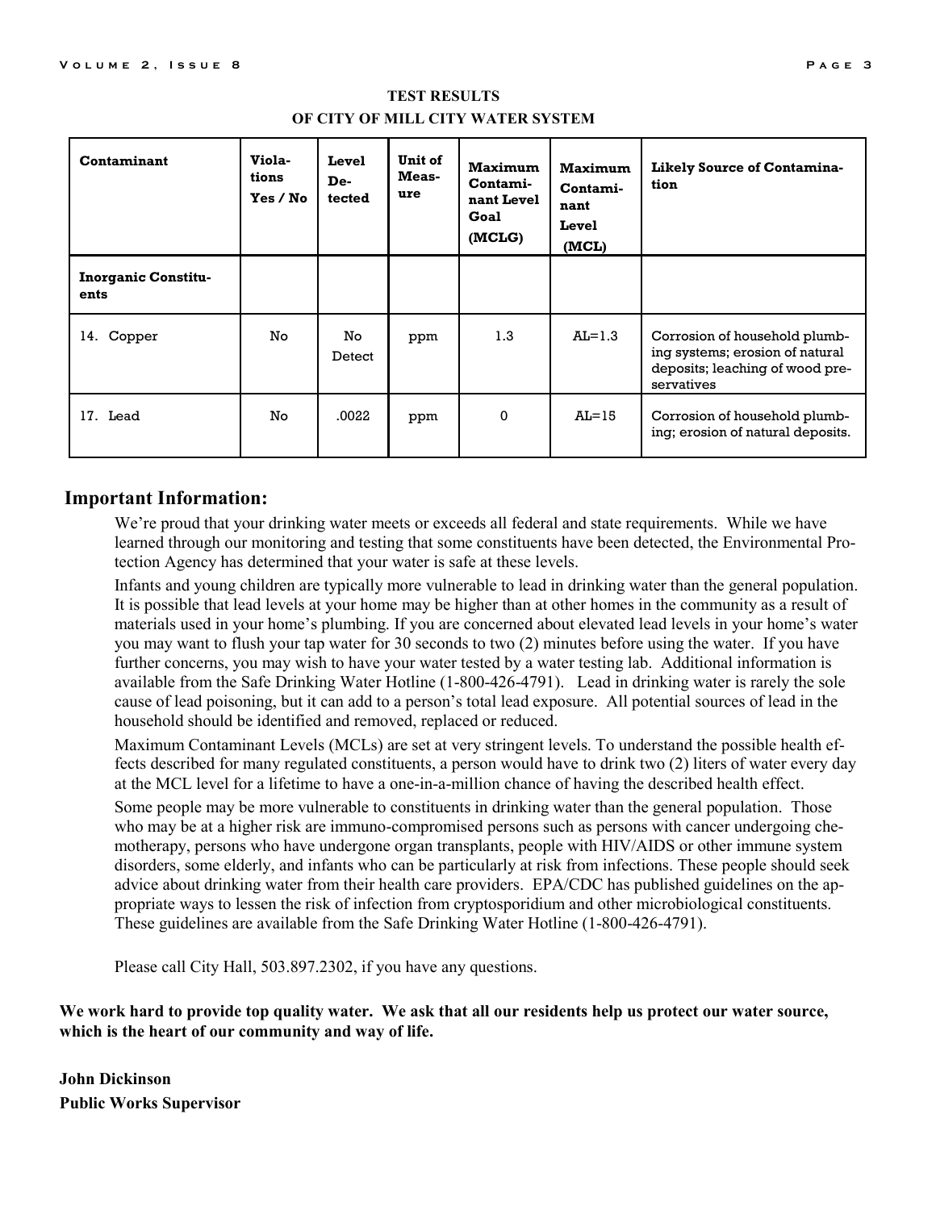**TEST RESULTS**
**OF CITY OF MILL CITY WATER SYSTEM**

| Contaminant | Violations Yes / No | Level Detected | Unit of Measure | Maximum Contaminant Level Goal (MCLG) | Maximum Contaminant Level (MCL) | Likely Source of Contamination |
|---|---|---|---|---|---|---|
| **Inorganic Constituents** | | | | | | |
| 14. Copper | No | No Detect | ppm | 1.3 | AL=1.3 | Corrosion of household plumbing systems; erosion of natural deposits; leaching of wood preservatives |
| 17. Lead | No | .0022 | ppm | 0 | AL=15 | Corrosion of household plumbing; erosion of natural deposits. |

## Important Information:

We're proud that your drinking water meets or exceeds all federal and state requirements. While we have learned through our monitoring and testing that some constituents have been detected, the Environmental Protection Agency has determined that your water is safe at these levels.

Infants and young children are typically more vulnerable to lead in drinking water than the general population. It is possible that lead levels at your home may be higher than at other homes in the community as a result of materials used in your home's plumbing. If you are concerned about elevated lead levels in your home's water you may want to flush your tap water for 30 seconds to two (2) minutes before using the water. If you have further concerns, you may wish to have your water tested by a water testing lab. Additional information is available from the Safe Drinking Water Hotline (1-800-426-4791). Lead in drinking water is rarely the sole cause of lead poisoning, but it can add to a person's total lead exposure. All potential sources of lead in the household should be identified and removed, replaced or reduced.

Maximum Contaminant Levels (MCLs) are set at very stringent levels. To understand the possible health effects described for many regulated constituents, a person would have to drink two (2) liters of water every day at the MCL level for a lifetime to have a one-in-a-million chance of having the described health effect.

Some people may be more vulnerable to constituents in drinking water than the general population. Those who may be at a higher risk are immuno-compromised persons such as persons with cancer undergoing chemotherapy, persons who have undergone organ transplants, people with HIV/AIDS or other immune system disorders, some elderly, and infants who can be particularly at risk from infections. These people should seek advice about drinking water from their health care providers. EPA/CDC has published guidelines on the appropriate ways to lessen the risk of infection from cryptosporidium and other microbiological constituents. These guidelines are available from the Safe Drinking Water Hotline (1-800-426-4791).

Please call City Hall, 503.897.2302, if you have any questions.

**We work hard to provide top quality water. We ask that all our residents help us protect our water source, which is the heart of our community and way of life.**

**John Dickinson**
**Public Works Supervisor**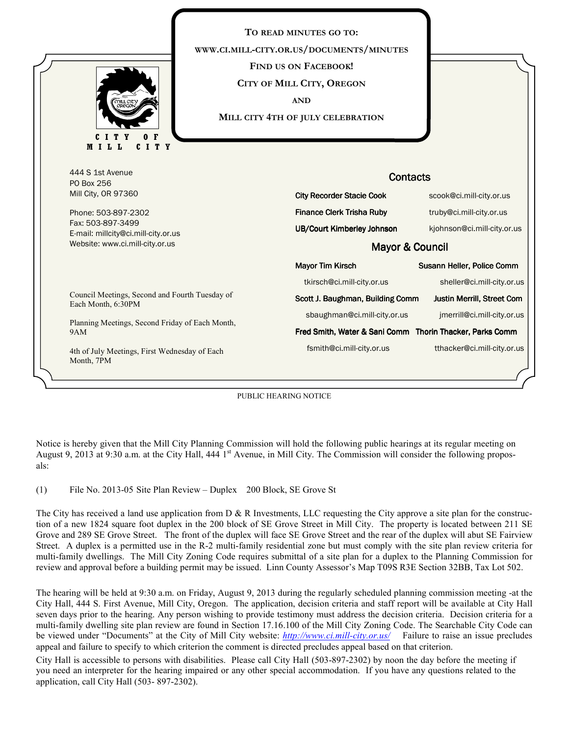**To read minutes go to:**

**www.ci.mill-city.or.us/documents/minutes**

**Find us on Facebook!**

**City of Mill City, Oregon**

**and**

**Mill City 4th of July Celebration**

CITY OF MILL CITY

444 S 1st Avenue
PO Box 256
Mill City, OR 97360

Phone: 503-897-2302
Fax: 503-897-3499
E-mail: millcity@ci.mill-city.or.us
Website: www.ci.mill-city.or.us

Council Meetings, Second and Fourth Tuesday of Each Month, 6:30PM

Planning Meetings, Second Friday of Each Month, 9AM

4th of July Meetings, First Wednesday of Each Month, 7PM

## Contacts

| | |
|---|---|
| City Recorder Stacie Cook | scook@ci.mill-city.or.us |
| Finance Clerk Trisha Ruby | truby@ci.mill-city.or.us |
| UB/Court Kimberley Johnson | kjohnson@ci.mill-city.or.us |

## Mayor & Council

| | |
|---|---|
| Mayor Tim Kirsch | Susann Heller, Police Comm |
| tkirsch@ci.mill-city.or.us | sheller@ci.mill-city.or.us |
| Scott J. Baughman, Building Comm | Justin Merrill, Street Com |
| sbaughman@ci.mill-city.or.us | jmerrill@ci.mill-city.or.us |
| Fred Smith, Water & Sani Comm | Thorin Thacker, Parks Comm |
| fsmith@ci.mill-city.or.us | tthacker@ci.mill-city.or.us |

PUBLIC HEARING NOTICE

Notice is hereby given that the Mill City Planning Commission will hold the following public hearings at its regular meeting on August 9, 2013 at 9:30 a.m. at the City Hall, 444 1st Avenue, in Mill City. The Commission will consider the following proposals:

(1) File No. 2013-05 Site Plan Review – Duplex 200 Block, SE Grove St

The City has received a land use application from D & R Investments, LLC requesting the City approve a site plan for the construction of a new 1824 square foot duplex in the 200 block of SE Grove Street in Mill City. The property is located between 211 SE Grove and 289 SE Grove Street. The front of the duplex will face SE Grove Street and the rear of the duplex will abut SE Fairview Street. A duplex is a permitted use in the R-2 multi-family residential zone but must comply with the site plan review criteria for multi-family dwellings. The Mill City Zoning Code requires submittal of a site plan for a duplex to the Planning Commission for review and approval before a building permit may be issued. Linn County Assessor's Map T09S R3E Section 32BB, Tax Lot 502.

The hearing will be held at 9:30 a.m. on Friday, August 9, 2013 during the regularly scheduled planning commission meeting -at the City Hall, 444 S. First Avenue, Mill City, Oregon. The application, decision criteria and staff report will be available at City Hall seven days prior to the hearing. Any person wishing to provide testimony must address the decision criteria. Decision criteria for a multi-family dwelling site plan review are found in Section 17.16.100 of the Mill City Zoning Code. The Searchable City Code can be viewed under "Documents" at the City of Mill City website: *http://www.ci.mill-city.or.us/* Failure to raise an issue precludes appeal and failure to specify to which criterion the comment is directed precludes appeal based on that criterion.

City Hall is accessible to persons with disabilities. Please call City Hall (503-897-2302) by noon the day before the meeting if you need an interpreter for the hearing impaired or any other special accommodation. If you have any questions related to the application, call City Hall (503- 897-2302).